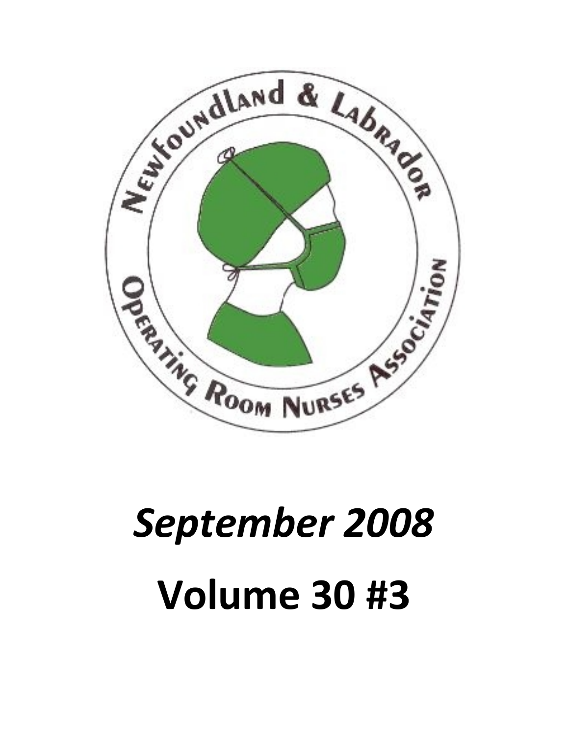Newfoundland & Labrador Operating Room Nurses Association

# *September 2008*

# Volume 30 #3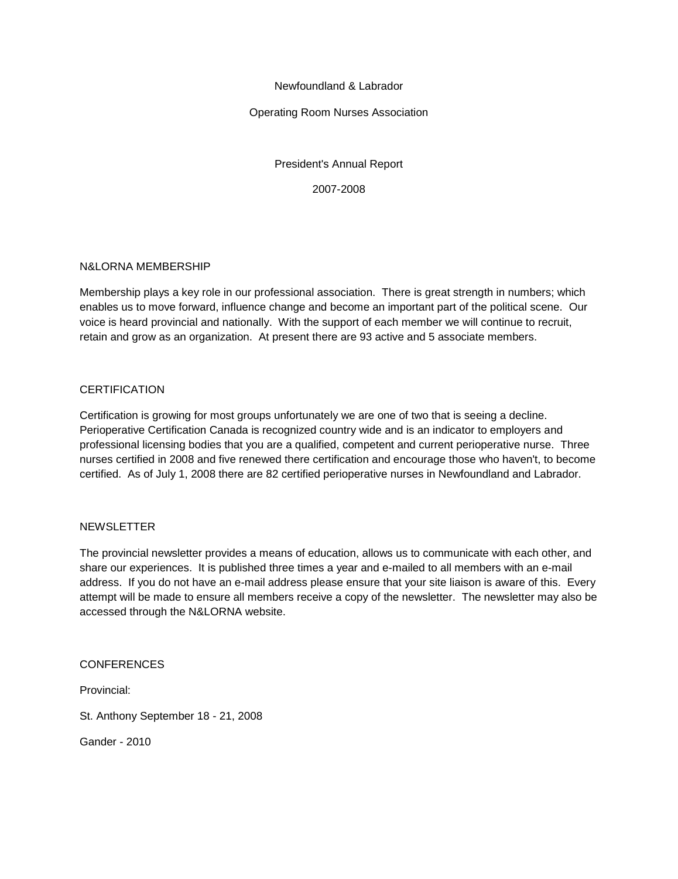Newfoundland & Labrador

Operating Room Nurses Association

President's Annual Report

2007-2008

## N&LORNA MEMBERSHIP

Membership plays a key role in our professional association. There is great strength in numbers; which enables us to move forward, influence change and become an important part of the political scene. Our voice is heard provincial and nationally. With the support of each member we will continue to recruit, retain and grow as an organization. At present there are 93 active and 5 associate members.

## CERTIFICATION

Certification is growing for most groups unfortunately we are one of two that is seeing a decline. Perioperative Certification Canada is recognized country wide and is an indicator to employers and professional licensing bodies that you are a qualified, competent and current perioperative nurse. Three nurses certified in 2008 and five renewed there certification and encourage those who haven't, to become certified. As of July 1, 2008 there are 82 certified perioperative nurses in Newfoundland and Labrador.

## NEWSLETTER

The provincial newsletter provides a means of education, allows us to communicate with each other, and share our experiences. It is published three times a year and e-mailed to all members with an e-mail address. If you do not have an e-mail address please ensure that your site liaison is aware of this. Every attempt will be made to ensure all members receive a copy of the newsletter. The newsletter may also be accessed through the N&LORNA website.

## CONFERENCES

Provincial:

St. Anthony September 18 - 21, 2008

Gander - 2010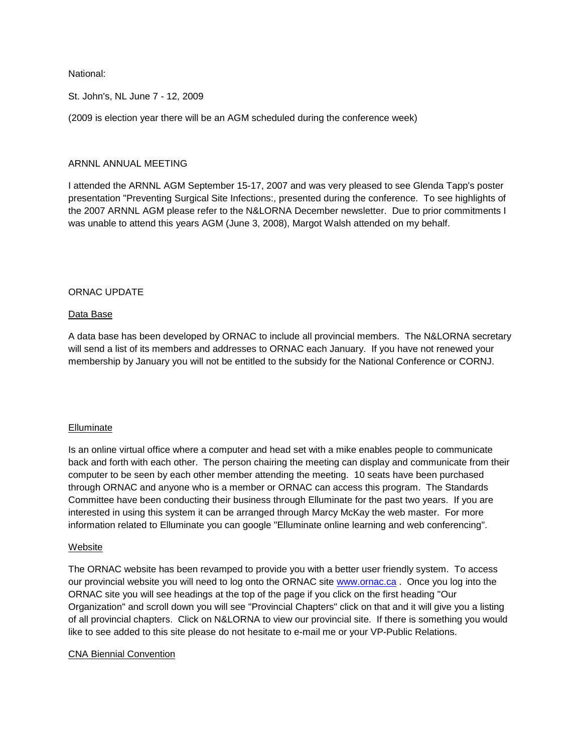National:

St. John's, NL June 7 - 12, 2009

(2009 is election year there will be an AGM scheduled during the conference week)

ARNNL ANNUAL MEETING

I attended the ARNNL AGM September 15-17, 2007 and was very pleased to see Glenda Tapp's poster presentation "Preventing Surgical Site Infections:, presented during the conference. To see highlights of the 2007 ARNNL AGM please refer to the N&LORNA December newsletter. Due to prior commitments I was unable to attend this years AGM (June 3, 2008), Margot Walsh attended on my behalf.

ORNAC UPDATE

Data Base

A data base has been developed by ORNAC to include all provincial members. The N&LORNA secretary will send a list of its members and addresses to ORNAC each January. If you have not renewed your membership by January you will not be entitled to the subsidy for the National Conference or CORNJ.

Elluminate

Is an online virtual office where a computer and head set with a mike enables people to communicate back and forth with each other. The person chairing the meeting can display and communicate from their computer to be seen by each other member attending the meeting. 10 seats have been purchased through ORNAC and anyone who is a member or ORNAC can access this program. The Standards Committee have been conducting their business through Elluminate for the past two years. If you are interested in using this system it can be arranged through Marcy McKay the web master. For more information related to Elluminate you can google "Elluminate online learning and web conferencing".

Website

The ORNAC website has been revamped to provide you with a better user friendly system. To access our provincial website you will need to log onto the ORNAC site [www.ornac.ca](http://www.ornac.ca) . Once you log into the ORNAC site you will see headings at the top of the page if you click on the first heading "Our Organization" and scroll down you will see "Provincial Chapters" click on that and it will give you a listing of all provincial chapters. Click on N&LORNA to view our provincial site. If there is something you would like to see added to this site please do not hesitate to e-mail me or your VP-Public Relations.

CNA Biennial Convention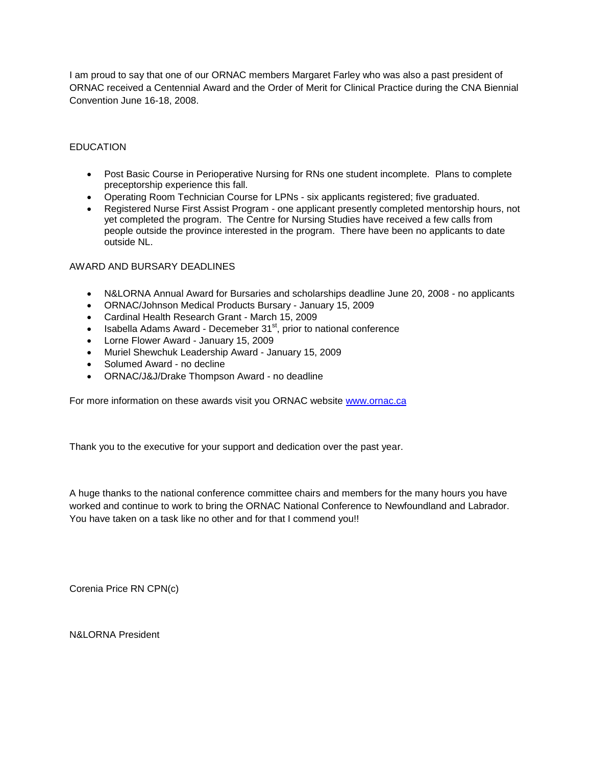I am proud to say that one of our ORNAC members Margaret Farley who was also a past president of ORNAC received a Centennial Award and the Order of Merit for Clinical Practice during the CNA Biennial Convention June 16-18, 2008.

EDUCATION

- Post Basic Course in Perioperative Nursing for RNs one student incomplete. Plans to complete preceptorship experience this fall.
- Operating Room Technician Course for LPNs - six applicants registered; five graduated.
- Registered Nurse First Assist Program - one applicant presently completed mentorship hours, not yet completed the program. The Centre for Nursing Studies have received a few calls from people outside the province interested in the program. There have been no applicants to date outside NL.

AWARD AND BURSARY DEADLINES

- N&LORNA Annual Award for Bursaries and scholarships deadline June 20, 2008 - no applicants
- ORNAC/Johnson Medical Products Bursary - January 15, 2009
- Cardinal Health Research Grant - March 15, 2009
- Isabella Adams Award - Decemeber 31st, prior to national conference
- Lorne Flower Award - January 15, 2009
- Muriel Shewchuk Leadership Award - January 15, 2009
- Solumed Award - no decline
- ORNAC/J&J/Drake Thompson Award - no deadline

For more information on these awards visit you ORNAC website www.ornac.ca

Thank you to the executive for your support and dedication over the past year.

A huge thanks to the national conference committee chairs and members for the many hours you have worked and continue to work to bring the ORNAC National Conference to Newfoundland and Labrador. You have taken on a task like no other and for that I commend you!!

Corenia Price RN CPN(c)

N&LORNA President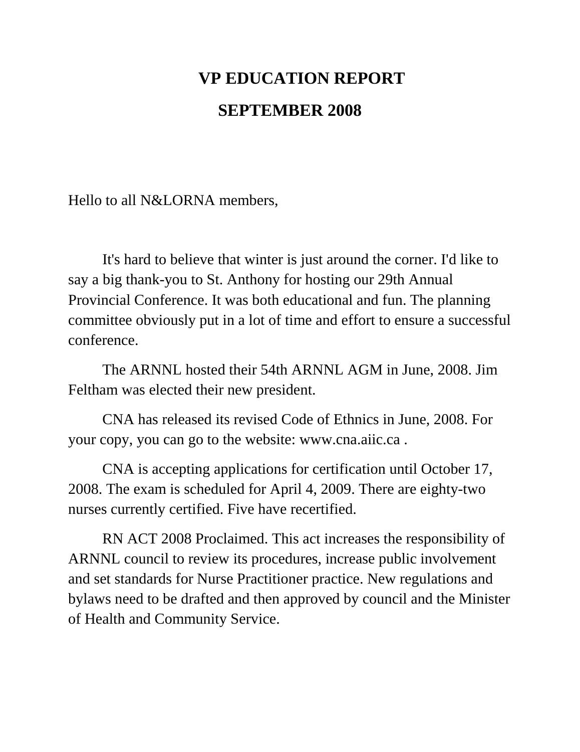# VP EDUCATION REPORT

# SEPTEMBER 2008

Hello to all N&LORNA members,

It's hard to believe that winter is just around the corner. I'd like to say a big thank-you to St. Anthony for hosting our 29th Annual Provincial Conference. It was both educational and fun. The planning committee obviously put in a lot of time and effort to ensure a successful conference.

The ARNNL hosted their 54th ARNNL AGM in June, 2008. Jim Feltham was elected their new president.

CNA has released its revised Code of Ethnics in June, 2008. For your copy, you can go to the website: www.cna.aiic.ca .

CNA is accepting applications for certification until October 17, 2008. The exam is scheduled for April 4, 2009. There are eighty-two nurses currently certified. Five have recertified.

RN ACT 2008 Proclaimed. This act increases the responsibility of ARNNL council to review its procedures, increase public involvement and set standards for Nurse Practitioner practice. New regulations and bylaws need to be drafted and then approved by council and the Minister of Health and Community Service.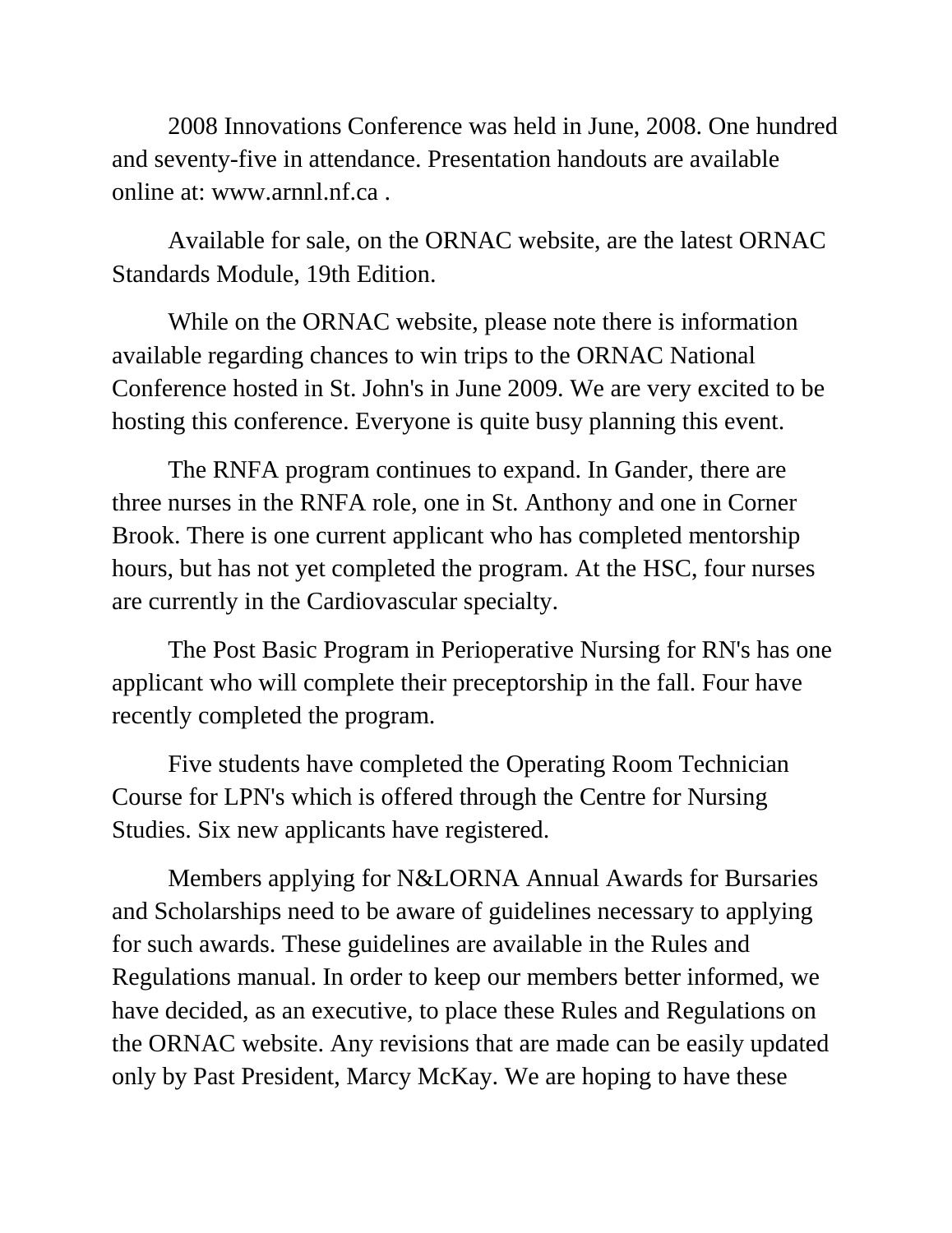2008 Innovations Conference was held in June, 2008. One hundred and seventy-five in attendance. Presentation handouts are available online at: www.arnnl.nf.ca .

Available for sale, on the ORNAC website, are the latest ORNAC Standards Module, 19th Edition.

While on the ORNAC website, please note there is information available regarding chances to win trips to the ORNAC National Conference hosted in St. John's in June 2009. We are very excited to be hosting this conference. Everyone is quite busy planning this event.

The RNFA program continues to expand. In Gander, there are three nurses in the RNFA role, one in St. Anthony and one in Corner Brook. There is one current applicant who has completed mentorship hours, but has not yet completed the program. At the HSC, four nurses are currently in the Cardiovascular specialty.

The Post Basic Program in Perioperative Nursing for RN's has one applicant who will complete their preceptorship in the fall. Four have recently completed the program.

Five students have completed the Operating Room Technician Course for LPN's which is offered through the Centre for Nursing Studies. Six new applicants have registered.

Members applying for N&LORNA Annual Awards for Bursaries and Scholarships need to be aware of guidelines necessary to applying for such awards. These guidelines are available in the Rules and Regulations manual. In order to keep our members better informed, we have decided, as an executive, to place these Rules and Regulations on the ORNAC website. Any revisions that are made can be easily updated only by Past President, Marcy McKay. We are hoping to have these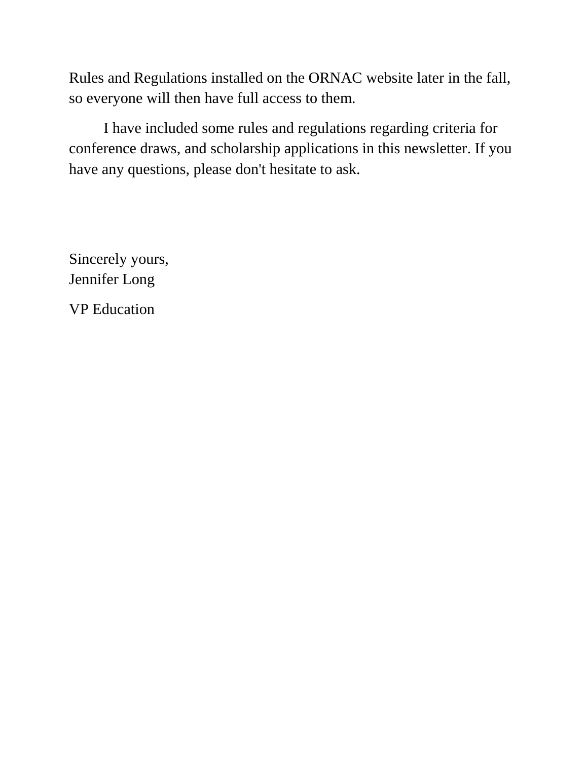Rules and Regulations installed on the ORNAC website later in the fall, so everyone will then have full access to them.

I have included some rules and regulations regarding criteria for conference draws, and scholarship applications in this newsletter. If you have any questions, please don't hesitate to ask.

Sincerely yours,
Jennifer Long

VP Education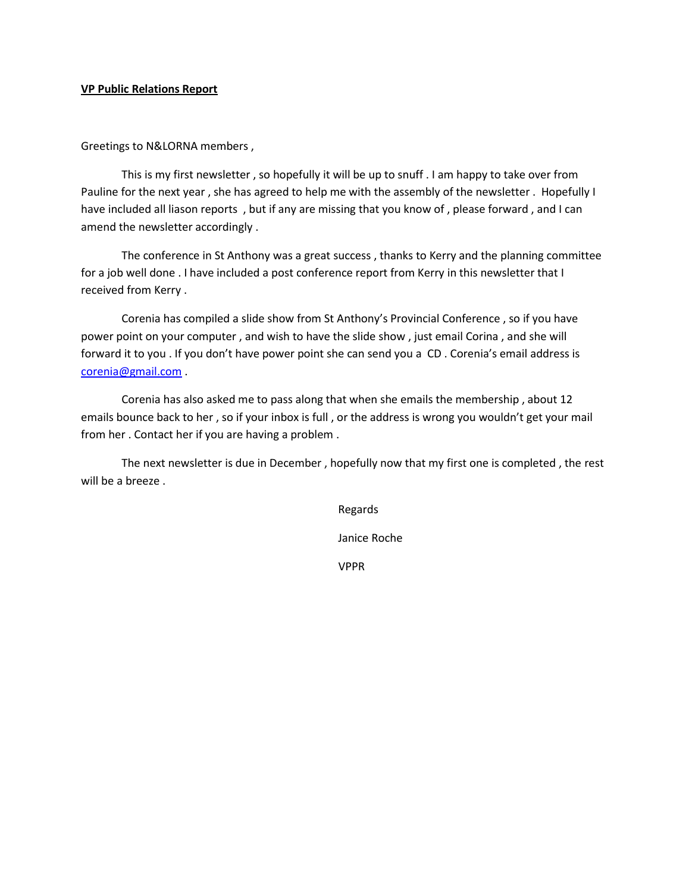**VP Public Relations Report**

Greetings to N&LORNA members ,

This is my first newsletter , so hopefully it will be up to snuff . I am happy to take over from Pauline for the next year , she has agreed to help me with the assembly of the newsletter . Hopefully I have included all liason reports , but if any are missing that you know of , please forward , and I can amend the newsletter accordingly .

The conference in St Anthony was a great success , thanks to Kerry and the planning committee for a job well done . I have included a post conference report from Kerry in this newsletter that I received from Kerry .

Corenia has compiled a slide show from St Anthony's Provincial Conference , so if you have power point on your computer , and wish to have the slide show , just email Corina , and she will forward it to you . If you don't have power point she can send you a CD . Corenia's email address is corenia@gmail.com .

Corenia has also asked me to pass along that when she emails the membership , about 12 emails bounce back to her , so if your inbox is full , or the address is wrong you wouldn't get your mail from her . Contact her if you are having a problem .

The next newsletter is due in December , hopefully now that my first one is completed , the rest will be a breeze .

Regards

Janice Roche

VPPR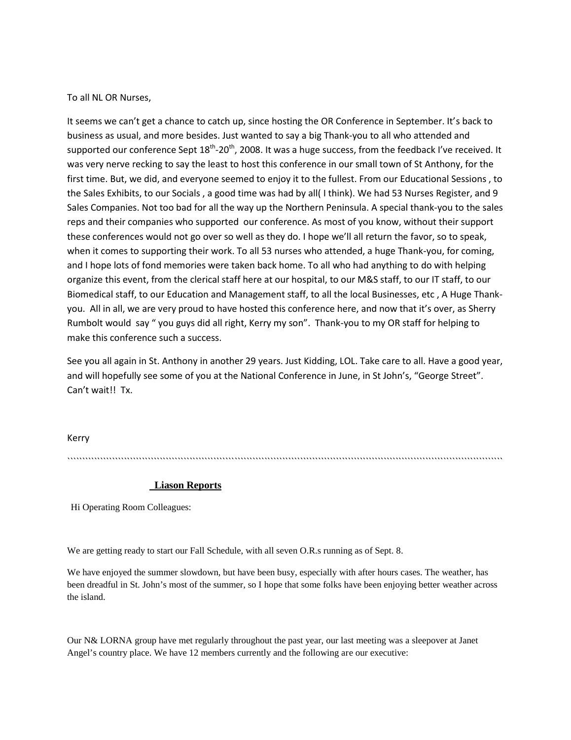To all NL OR Nurses,

It seems we can't get a chance to catch up, since hosting the OR Conference in September. It's back to business as usual, and more besides. Just wanted to say a big Thank-you to all who attended and supported our conference Sept 18th-20th, 2008. It was a huge success, from the feedback I've received. It was very nerve recking to say the least to host this conference in our small town of St Anthony, for the first time. But, we did, and everyone seemed to enjoy it to the fullest. From our Educational Sessions , to the Sales Exhibits, to our Socials , a good time was had by all( I think). We had 53 Nurses Register, and 9 Sales Companies. Not too bad for all the way up the Northern Peninsula. A special thank-you to the sales reps and their companies who supported our conference. As most of you know, without their support these conferences would not go over so well as they do. I hope we'll all return the favor, so to speak, when it comes to supporting their work. To all 53 nurses who attended, a huge Thank-you, for coming, and I hope lots of fond memories were taken back home. To all who had anything to do with helping organize this event, from the clerical staff here at our hospital, to our M&S staff, to our IT staff, to our Biomedical staff, to our Education and Management staff, to all the local Businesses, etc , A Huge Thank-you. All in all, we are very proud to have hosted this conference here, and now that it's over, as Sherry Rumbolt would say " you guys did all right, Kerry my son". Thank-you to my OR staff for helping to make this conference such a success.

See you all again in St. Anthony in another 29 years. Just Kidding, LOL. Take care to all. Have a good year, and will hopefully see some of you at the National Conference in June, in St John's, "George Street". Can't wait!! Tx.

Kerry

## Liason Reports

Hi Operating Room Colleagues:

We are getting ready to start our Fall Schedule, with all seven O.R.s running as of Sept. 8.

We have enjoyed the summer slowdown, but have been busy, especially with after hours cases. The weather, has been dreadful in St. John's most of the summer, so I hope that some folks have been enjoying better weather across the island.

Our N& LORNA group have met regularly throughout the past year, our last meeting was a sleepover at Janet Angel's country place. We have 12 members currently and the following are our executive: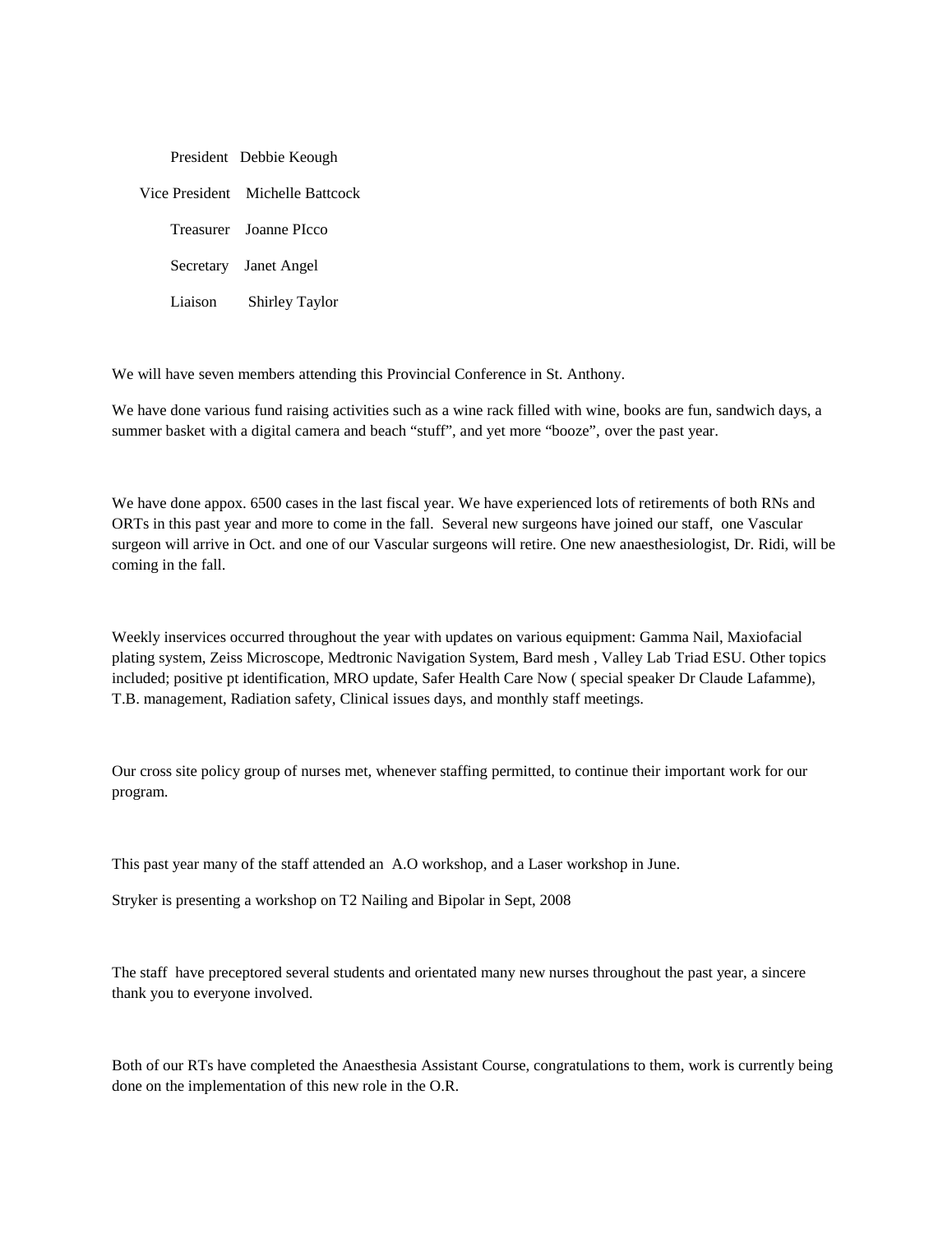President Debbie Keough

Vice President Michelle Battcock

Treasurer Joanne PIcco

Secretary Janet Angel

Liaison Shirley Taylor

We will have seven members attending this Provincial Conference in St. Anthony.

We have done various fund raising activities such as a wine rack filled with wine, books are fun, sandwich days, a summer basket with a digital camera and beach "stuff", and yet more "booze", over the past year.

We have done appox. 6500 cases in the last fiscal year. We have experienced lots of retirements of both RNs and ORTs in this past year and more to come in the fall. Several new surgeons have joined our staff, one Vascular surgeon will arrive in Oct. and one of our Vascular surgeons will retire. One new anaesthesiologist, Dr. Ridi, will be coming in the fall.

Weekly inservices occurred throughout the year with updates on various equipment: Gamma Nail, Maxiofacial plating system, Zeiss Microscope, Medtronic Navigation System, Bard mesh , Valley Lab Triad ESU. Other topics included; positive pt identification, MRO update, Safer Health Care Now ( special speaker Dr Claude Lafamme), T.B. management, Radiation safety, Clinical issues days, and monthly staff meetings.

Our cross site policy group of nurses met, whenever staffing permitted, to continue their important work for our program.

This past year many of the staff attended an A.O workshop, and a Laser workshop in June.

Stryker is presenting a workshop on T2 Nailing and Bipolar in Sept, 2008

The staff have preceptored several students and orientated many new nurses throughout the past year, a sincere thank you to everyone involved.

Both of our RTs have completed the Anaesthesia Assistant Course, congratulations to them, work is currently being done on the implementation of this new role in the O.R.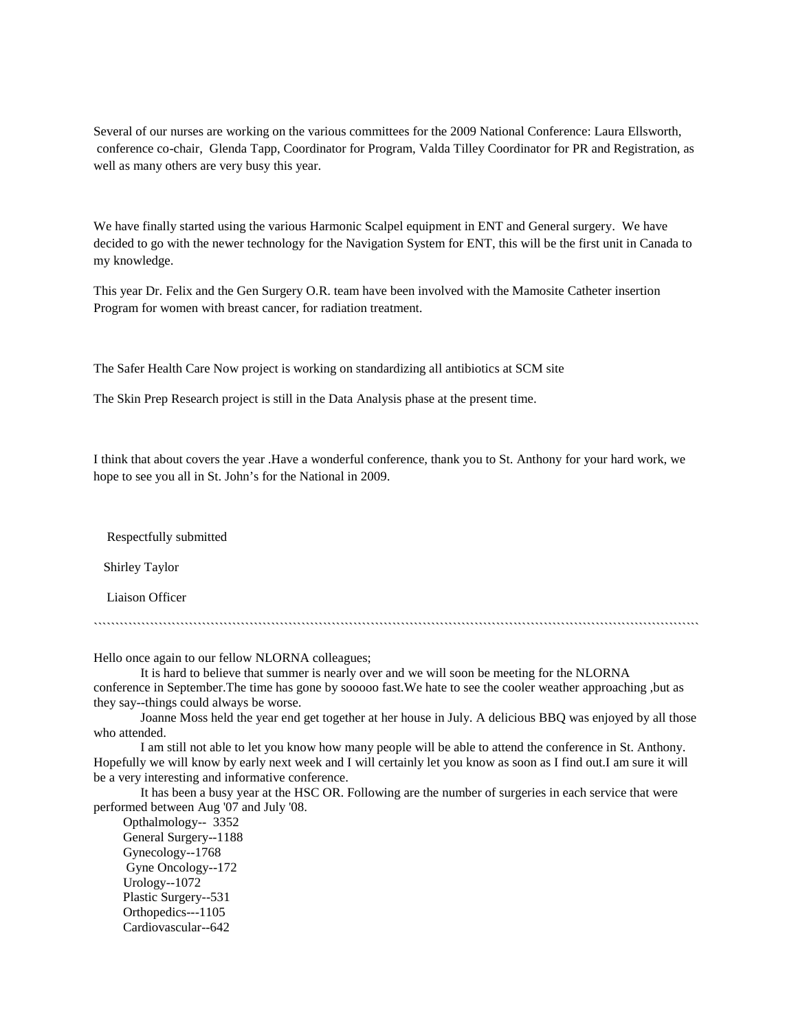Several of our nurses are working on the various committees for the 2009 National Conference: Laura Ellsworth, conference co-chair, Glenda Tapp, Coordinator for Program, Valda Tilley Coordinator for PR and Registration, as well as many others are very busy this year.

We have finally started using the various Harmonic Scalpel equipment in ENT and General surgery. We have decided to go with the newer technology for the Navigation System for ENT, this will be the first unit in Canada to my knowledge.

This year Dr. Felix and the Gen Surgery O.R. team have been involved with the Mamosite Catheter insertion Program for women with breast cancer, for radiation treatment.

The Safer Health Care Now project is working on standardizing all antibiotics at SCM site

The Skin Prep Research project is still in the Data Analysis phase at the present time.

I think that about covers the year .Have a wonderful conference, thank you to St. Anthony for your hard work, we hope to see you all in St. John's for the National in 2009.

Respectfully submitted

Shirley Taylor

Liaison Officer

``````````````````````````````````````````````````````````````````````````````````````````````````````````````````````````````````

Hello once again to our fellow NLORNA colleagues;

It is hard to believe that summer is nearly over and we will soon be meeting for the NLORNA conference in September.The time has gone by sooooo fast.We hate to see the cooler weather approaching ,but as they say--things could always be worse.

Joanne Moss held the year end get together at her house in July. A delicious BBQ was enjoyed by all those who attended.

I am still not able to let you know how many people will be able to attend the conference in St. Anthony. Hopefully we will know by early next week and I will certainly let you know as soon as I find out.I am sure it will be a very interesting and informative conference.

It has been a busy year at the HSC OR. Following are the number of surgeries in each service that were performed between Aug '07 and July '08.

Opthalmology-- 3352
General Surgery--1188
Gynecology--1768
Gyne Oncology--172
Urology--1072
Plastic Surgery--531
Orthopedics---1105
Cardiovascular--642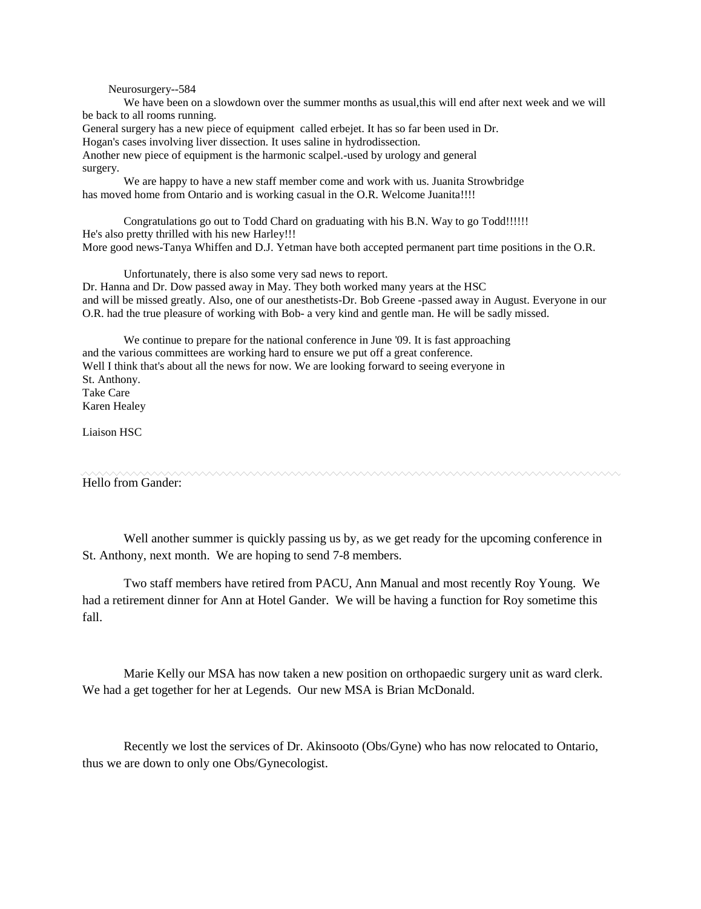Neurosurgery--584

We have been on a slowdown over the summer months as usual,this will end after next week and we will be back to all rooms running.
General surgery has a new piece of equipment called erbejet. It has so far been used in Dr. Hogan's cases involving liver dissection. It uses saline in hydrodissection.
Another new piece of equipment is the harmonic scalpel.-used by urology and general surgery.

We are happy to have a new staff member come and work with us. Juanita Strowbridge has moved home from Ontario and is working casual in the O.R. Welcome Juanita!!!!

Congratulations go out to Todd Chard on graduating with his B.N. Way to go Todd!!!!!!
He's also pretty thrilled with his new Harley!!!
More good news-Tanya Whiffen and D.J. Yetman have both accepted permanent part time positions in the O.R.

Unfortunately, there is also some very sad news to report.
Dr. Hanna and Dr. Dow passed away in May. They both worked many years at the HSC and will be missed greatly. Also, one of our anesthetists-Dr. Bob Greene -passed away in August. Everyone in our O.R. had the true pleasure of working with Bob- a very kind and gentle man. He will be sadly missed.

We continue to prepare for the national conference in June '09. It is fast approaching and the various committees are working hard to ensure we put off a great conference.
Well I think that's about all the news for now. We are looking forward to seeing everyone in St. Anthony.
Take Care
Karen Healey

Liaison HSC

---

Hello from Gander:

Well another summer is quickly passing us by, as we get ready for the upcoming conference in St. Anthony, next month. We are hoping to send 7-8 members.

Two staff members have retired from PACU, Ann Manual and most recently Roy Young. We had a retirement dinner for Ann at Hotel Gander. We will be having a function for Roy sometime this fall.

Marie Kelly our MSA has now taken a new position on orthopaedic surgery unit as ward clerk. We had a get together for her at Legends. Our new MSA is Brian McDonald.

Recently we lost the services of Dr. Akinsooto (Obs/Gyne) who has now relocated to Ontario, thus we are down to only one Obs/Gynecologist.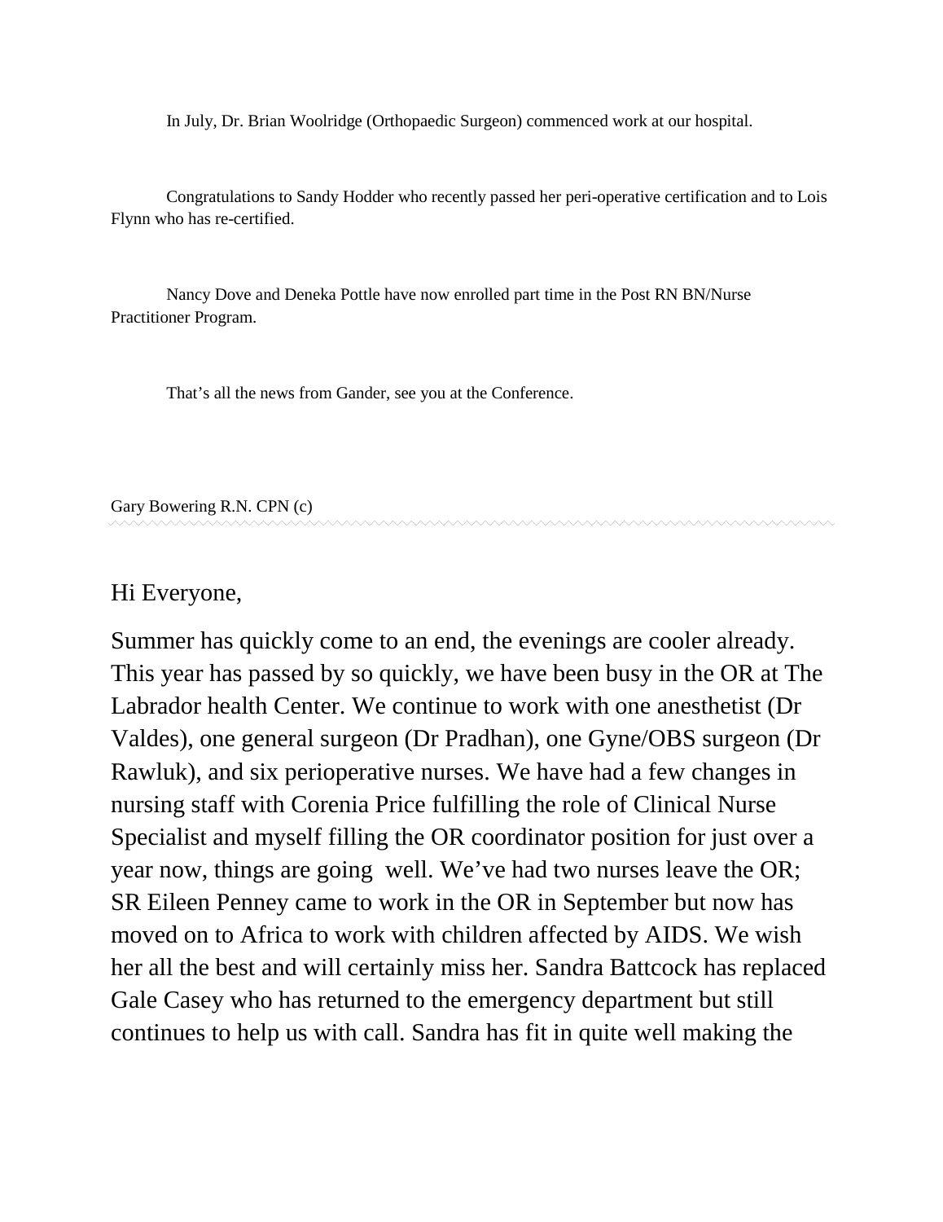In July, Dr. Brian Woolridge (Orthopaedic Surgeon) commenced work at our hospital.

Congratulations to Sandy Hodder who recently passed her peri-operative certification and to Lois Flynn who has re-certified.

Nancy Dove and Deneka Pottle have now enrolled part time in the Post RN BN/Nurse Practitioner Program.

That's all the news from Gander, see you at the Conference.

Gary Bowering R.N. CPN (c)

---

Hi Everyone,

Summer has quickly come to an end, the evenings are cooler already. This year has passed by so quickly, we have been busy in the OR at The Labrador health Center. We continue to work with one anesthetist (Dr Valdes), one general surgeon (Dr Pradhan), one Gyne/OBS surgeon (Dr Rawluk), and six perioperative nurses. We have had a few changes in nursing staff with Corenia Price fulfilling the role of Clinical Nurse Specialist and myself filling the OR coordinator position for just over a year now, things are going well. We've had two nurses leave the OR; SR Eileen Penney came to work in the OR in September but now has moved on to Africa to work with children affected by AIDS. We wish her all the best and will certainly miss her. Sandra Battcock has replaced Gale Casey who has returned to the emergency department but still continues to help us with call. Sandra has fit in quite well making the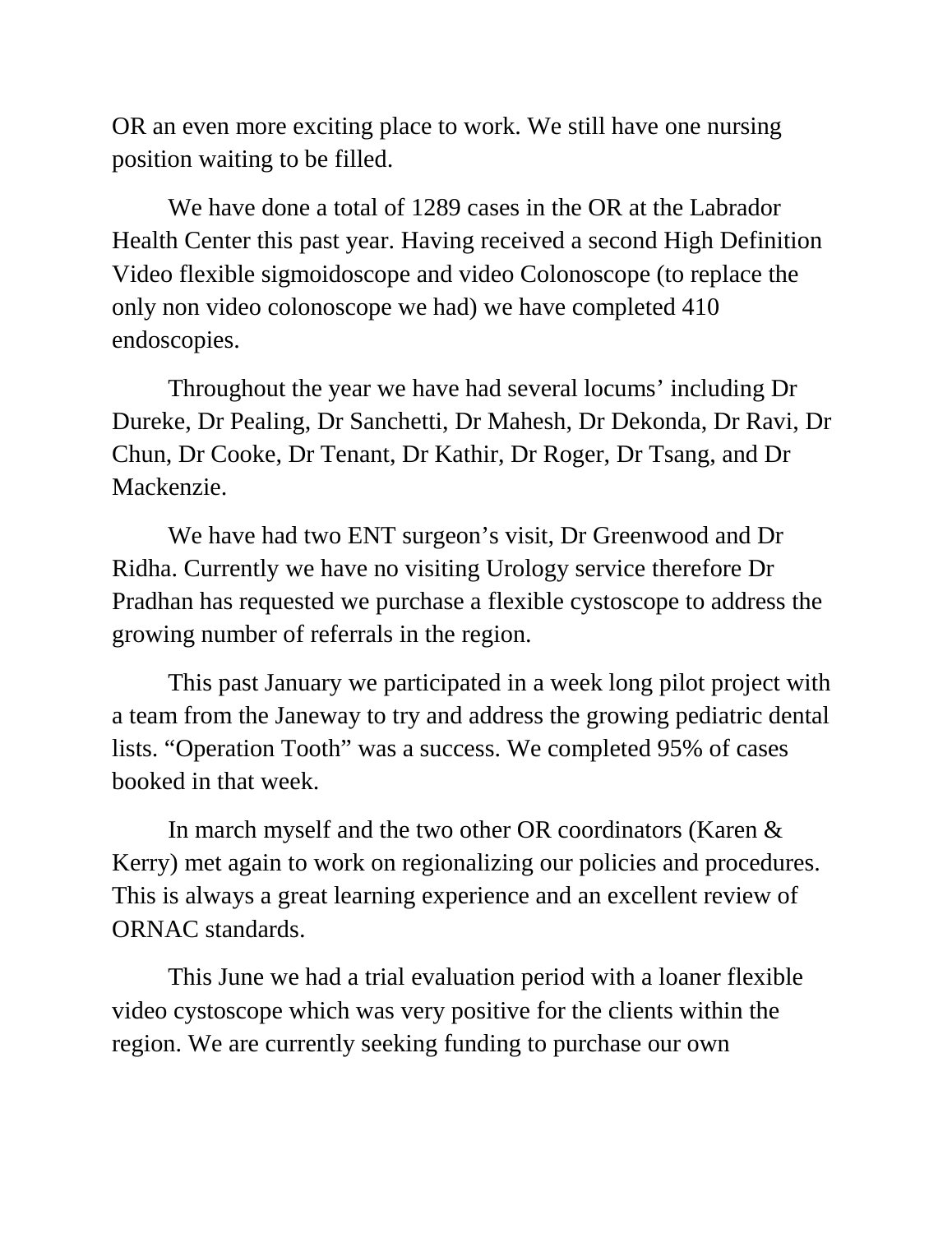OR an even more exciting place to work. We still have one nursing position waiting to be filled.

We have done a total of 1289 cases in the OR at the Labrador Health Center this past year. Having received a second High Definition Video flexible sigmoidoscope and video Colonoscope (to replace the only non video colonoscope we had) we have completed 410 endoscopies.

Throughout the year we have had several locums' including Dr Dureke, Dr Pealing, Dr Sanchetti, Dr Mahesh, Dr Dekonda, Dr Ravi, Dr Chun, Dr Cooke, Dr Tenant, Dr Kathir, Dr Roger, Dr Tsang, and Dr Mackenzie.

We have had two ENT surgeon's visit, Dr Greenwood and Dr Ridha. Currently we have no visiting Urology service therefore Dr Pradhan has requested we purchase a flexible cystoscope to address the growing number of referrals in the region.

This past January we participated in a week long pilot project with a team from the Janeway to try and address the growing pediatric dental lists. "Operation Tooth" was a success. We completed 95% of cases booked in that week.

In march myself and the two other OR coordinators (Karen & Kerry) met again to work on regionalizing our policies and procedures. This is always a great learning experience and an excellent review of ORNAC standards.

This June we had a trial evaluation period with a loaner flexible video cystoscope which was very positive for the clients within the region. We are currently seeking funding to purchase our own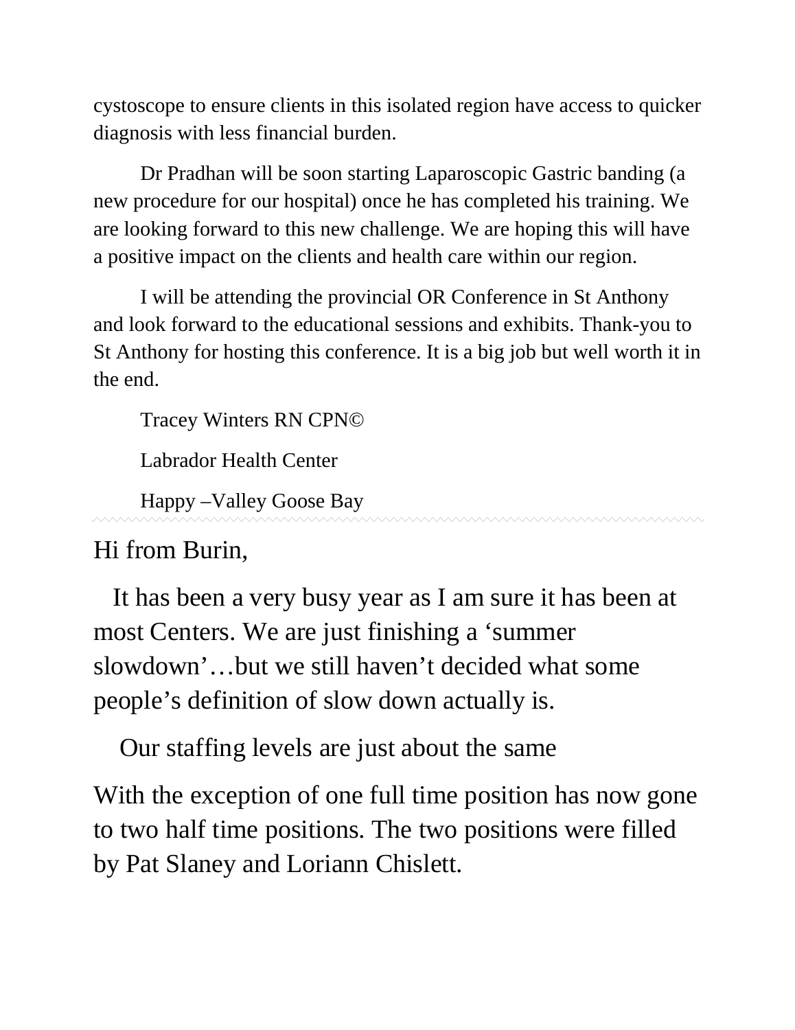cystoscope to ensure clients in this isolated region have access to quicker diagnosis with less financial burden.

Dr Pradhan will be soon starting Laparoscopic Gastric banding (a new procedure for our hospital) once he has completed his training. We are looking forward to this new challenge. We are hoping this will have a positive impact on the clients and health care within our region.

I will be attending the provincial OR Conference in St Anthony and look forward to the educational sessions and exhibits. Thank-you to St Anthony for hosting this conference. It is a big job but well worth it in the end.

Tracey Winters RN CPN©

Labrador Health Center

Happy –Valley Goose Bay

---

Hi from Burin,

It has been a very busy year as I am sure it has been at most Centers. We are just finishing a 'summer slowdown'…but we still haven't decided what some people's definition of slow down actually is.

Our staffing levels are just about the same

With the exception of one full time position has now gone to two half time positions. The two positions were filled by Pat Slaney and Loriann Chislett.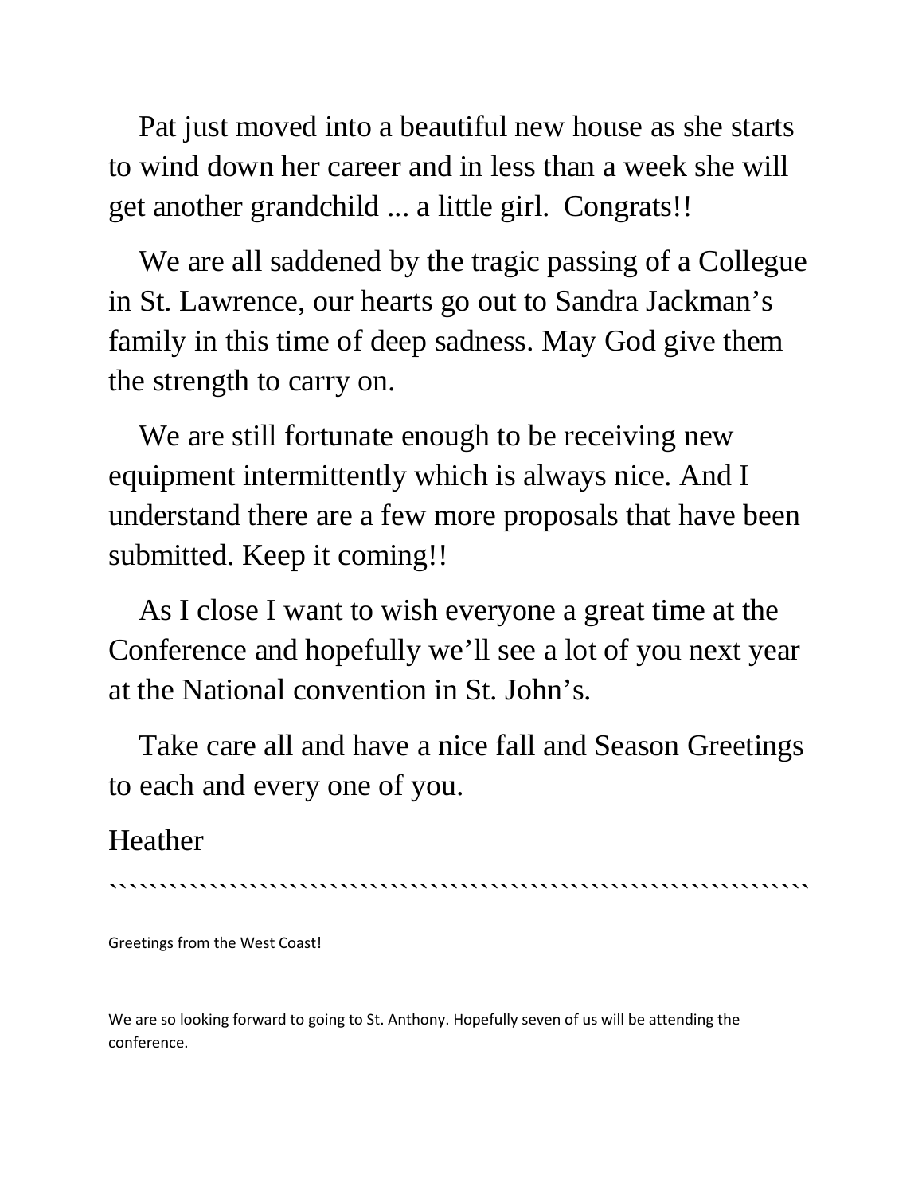Pat just moved into a beautiful new house as she starts to wind down her career and in less than a week she will get another grandchild ... a little girl.  Congrats!!

We are all saddened by the tragic passing of a Collegue in St. Lawrence, our hearts go out to Sandra Jackman's family in this time of deep sadness. May God give them the strength to carry on.

We are still fortunate enough to be receiving new equipment intermittently which is always nice. And I understand there are a few more proposals that have been submitted. Keep it coming!!

As I close I want to wish everyone a great time at the Conference and hopefully we'll see a lot of you next year at the National convention in St. John's.

Take care all and have a nice fall and Season Greetings to each and every one of you.

Heather

``````````````````````````````````````````````````````````````````

Greetings from the West Coast!

We are so looking forward to going to St. Anthony. Hopefully seven of us will be attending the conference.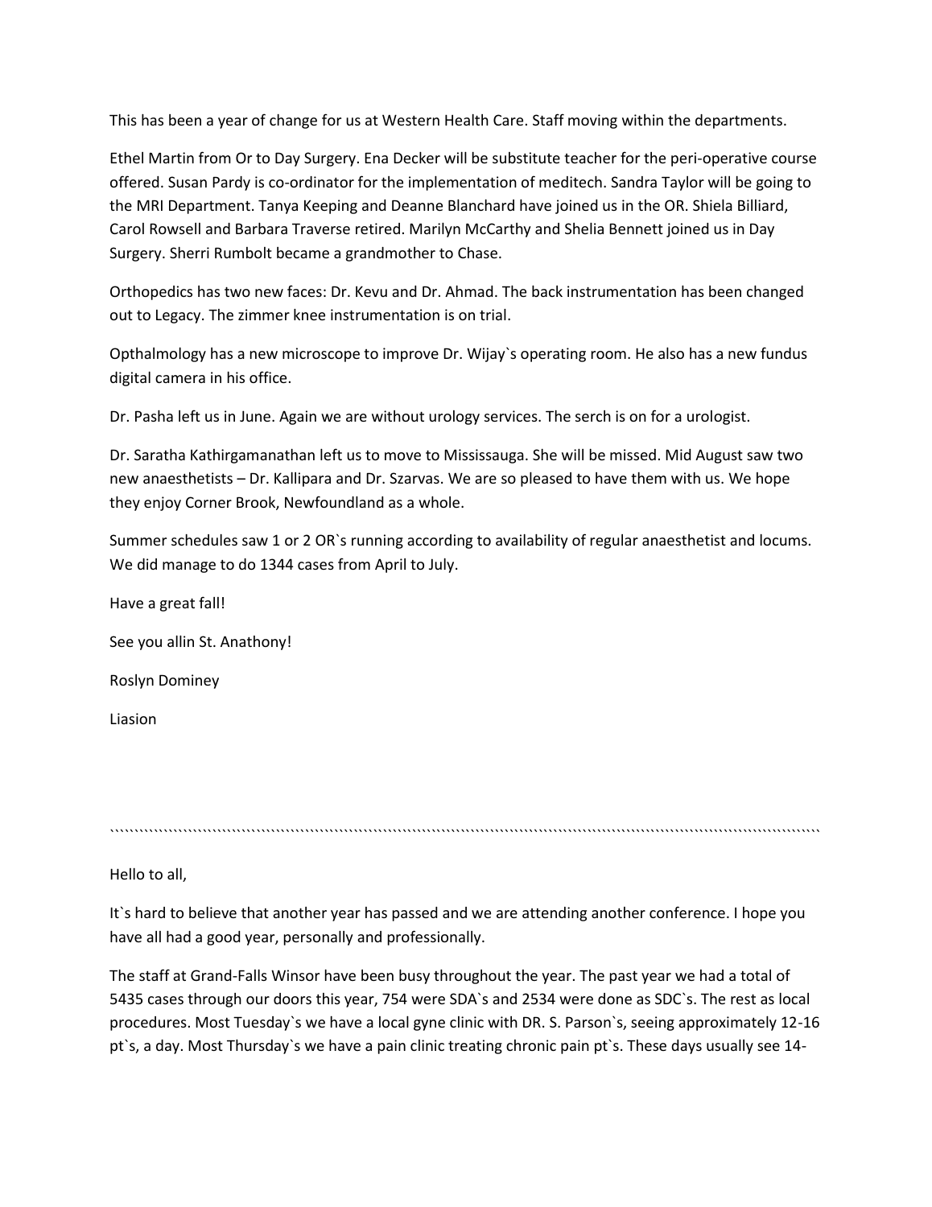This has been a year of change for us at Western Health Care. Staff moving within the departments.

Ethel Martin from Or to Day Surgery. Ena Decker will be substitute teacher for the peri-operative course offered. Susan Pardy is co-ordinator for the implementation of meditech. Sandra Taylor will be going to the MRI Department. Tanya Keeping and Deanne Blanchard have joined us in the OR. Shiela Billiard, Carol Rowsell and Barbara Traverse retired. Marilyn McCarthy and Shelia Bennett joined us in Day Surgery. Sherri Rumbolt became a grandmother to Chase.

Orthopedics has two new faces: Dr. Kevu and Dr. Ahmad. The back instrumentation has been changed out to Legacy. The zimmer knee instrumentation is on trial.

Opthalmology has a new microscope to improve Dr. Wijay`s operating room. He also has a new fundus digital camera in his office.

Dr. Pasha left us in June. Again we are without urology services. The serch is on for a urologist.

Dr. Saratha Kathirgamanathan left us to move to Mississauga. She will be missed. Mid August saw two new anaesthetists – Dr. Kallipara and Dr. Szarvas. We are so pleased to have them with us. We hope they enjoy Corner Brook, Newfoundland as a whole.

Summer schedules saw 1 or 2 OR`s running according to availability of regular anaesthetist and locums. We did manage to do 1344 cases from April to July.

Have a great fall!

See you allin St. Anathony!

Roslyn Dominey

Liasion

---

Hello to all,

It`s hard to believe that another year has passed and we are attending another conference. I hope you have all had a good year, personally and professionally.

The staff at Grand-Falls Winsor have been busy throughout the year. The past year we had a total of 5435 cases through our doors this year, 754 were SDA`s and 2534 were done as SDC`s. The rest as local procedures. Most Tuesday`s we have a local gyne clinic with DR. S. Parson`s, seeing approximately 12-16 pt`s, a day. Most Thursday`s we have a pain clinic treating chronic pain pt`s. These days usually see 14-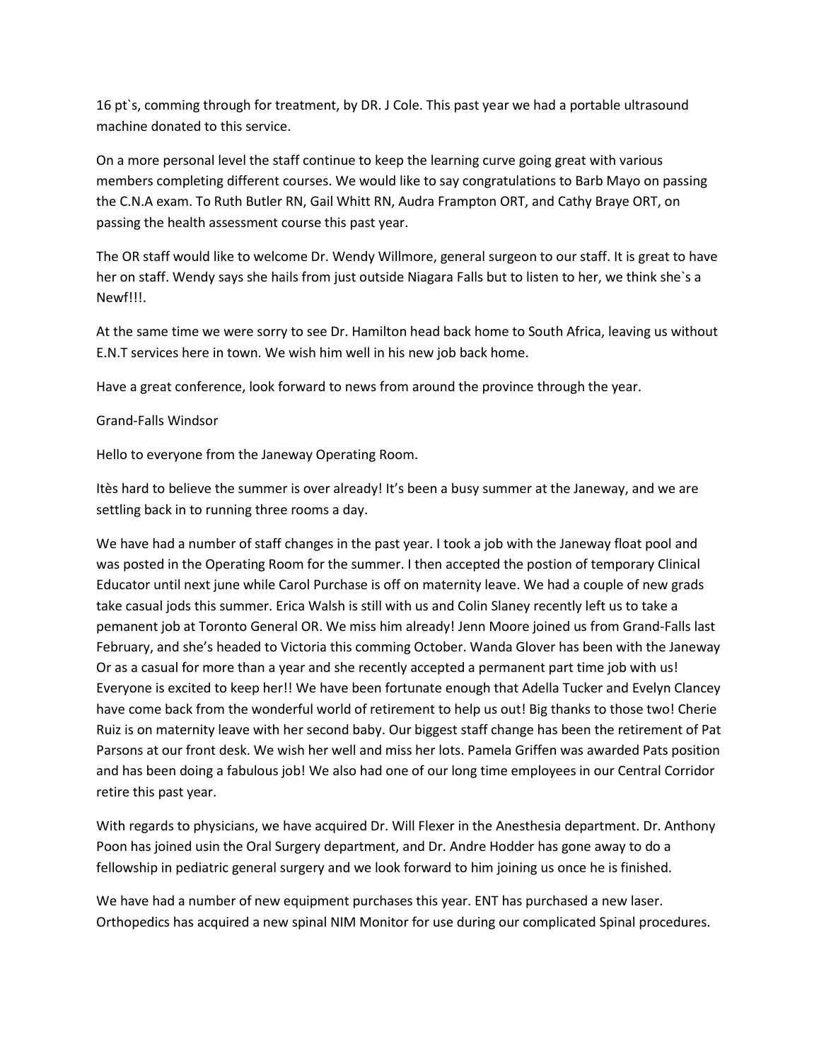16 pt`s, comming through for treatment, by DR. J Cole. This past year we had a portable ultrasound machine donated to this service.

On a more personal level the staff continue to keep the learning curve going great with various members completing different courses. We would like to say congratulations to Barb Mayo on passing the C.N.A exam. To Ruth Butler RN, Gail Whitt RN, Audra Frampton ORT, and Cathy Braye ORT, on passing the health assessment course this past year.

The OR staff would like to welcome Dr. Wendy Willmore, general surgeon to our staff. It is great to have her on staff. Wendy says she hails from just outside Niagara Falls but to listen to her, we think she`s a Newf!!!.

At the same time we were sorry to see Dr. Hamilton head back home to South Africa, leaving us without E.N.T services here in town. We wish him well in his new job back home.

Have a great conference, look forward to news from around the province through the year.

Grand-Falls Windsor

Hello to everyone from the Janeway Operating Room.

Itès hard to believe the summer is over already! It's been a busy summer at the Janeway, and we are settling back in to running three rooms a day.

We have had a number of staff changes in the past year. I took a job with the Janeway float pool and was posted in the Operating Room for the summer. I then accepted the postion of temporary Clinical Educator until next june while Carol Purchase is off on maternity leave. We had a couple of new grads take casual jods this summer. Erica Walsh is still with us and Colin Slaney recently left us to take a pemanent job at Toronto General OR. We miss him already! Jenn Moore joined us from Grand-Falls last February, and she's headed to Victoria this comming October. Wanda Glover has been with the Janeway Or as a casual for more than a year and she recently accepted a permanent part time job with us! Everyone is excited to keep her!! We have been fortunate enough that Adella Tucker and Evelyn Clancey have come back from the wonderful world of retirement to help us out! Big thanks to those two! Cherie Ruiz is on maternity leave with her second baby. Our biggest staff change has been the retirement of Pat Parsons at our front desk. We wish her well and miss her lots. Pamela Griffen was awarded Pats position and has been doing a fabulous job! We also had one of our long time employees in our Central Corridor retire this past year.

With regards to physicians, we have acquired Dr. Will Flexer in the Anesthesia department. Dr. Anthony Poon has joined usin the Oral Surgery department, and Dr. Andre Hodder has gone away to do a fellowship in pediatric general surgery and we look forward to him joining us once he is finished.

We have had a number of new equipment purchases this year. ENT has purchased a new laser. Orthopedics has acquired a new spinal NIM Monitor for use during our complicated Spinal procedures.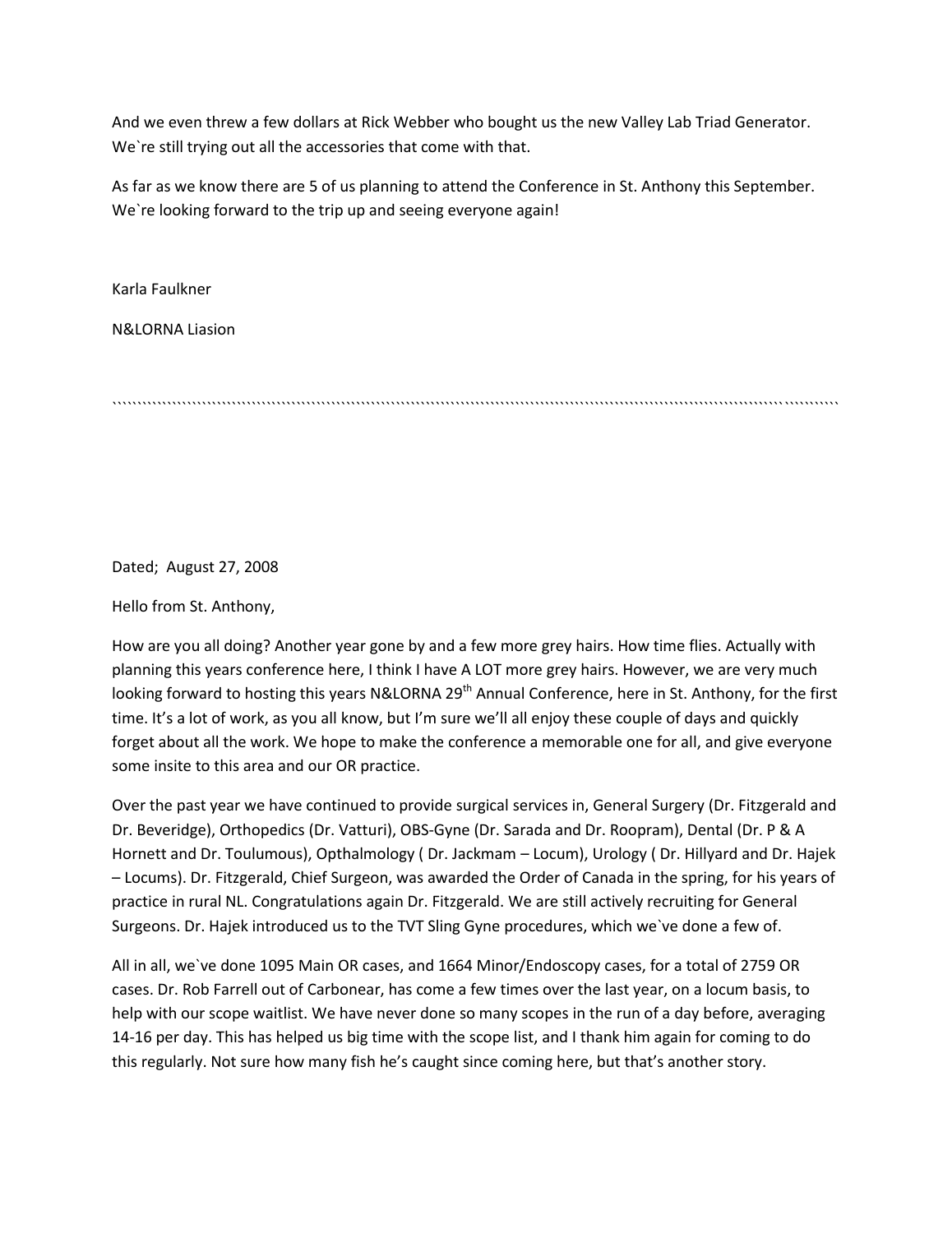And we even threw a few dollars at Rick Webber who bought us the new Valley Lab Triad Generator. We`re still trying out all the accessories that come with that.

As far as we know there are 5 of us planning to attend the Conference in St. Anthony this September. We`re looking forward to the trip up and seeing everyone again!

Karla Faulkner

N&LORNA Liasion

``````````````````````````````````````````````````````````````````````````````````````````````````````````````````````````````````

Dated; August 27, 2008

Hello from St. Anthony,

How are you all doing? Another year gone by and a few more grey hairs. How time flies. Actually with planning this years conference here, I think I have A LOT more grey hairs. However, we are very much looking forward to hosting this years N&LORNA 29th Annual Conference, here in St. Anthony, for the first time. It's a lot of work, as you all know, but I'm sure we'll all enjoy these couple of days and quickly forget about all the work. We hope to make the conference a memorable one for all, and give everyone some insite to this area and our OR practice.

Over the past year we have continued to provide surgical services in, General Surgery (Dr. Fitzgerald and Dr. Beveridge), Orthopedics (Dr. Vatturi), OBS-Gyne (Dr. Sarada and Dr. Roopram), Dental (Dr. P & A Hornett and Dr. Toulumous), Opthalmology ( Dr. Jackmam – Locum), Urology ( Dr. Hillyard and Dr. Hajek – Locums). Dr. Fitzgerald, Chief Surgeon, was awarded the Order of Canada in the spring, for his years of practice in rural NL. Congratulations again Dr. Fitzgerald. We are still actively recruiting for General Surgeons. Dr. Hajek introduced us to the TVT Sling Gyne procedures, which we`ve done a few of.

All in all, we`ve done 1095 Main OR cases, and 1664 Minor/Endoscopy cases, for a total of 2759 OR cases. Dr. Rob Farrell out of Carbonear, has come a few times over the last year, on a locum basis, to help with our scope waitlist. We have never done so many scopes in the run of a day before, averaging 14-16 per day. This has helped us big time with the scope list, and I thank him again for coming to do this regularly. Not sure how many fish he's caught since coming here, but that's another story.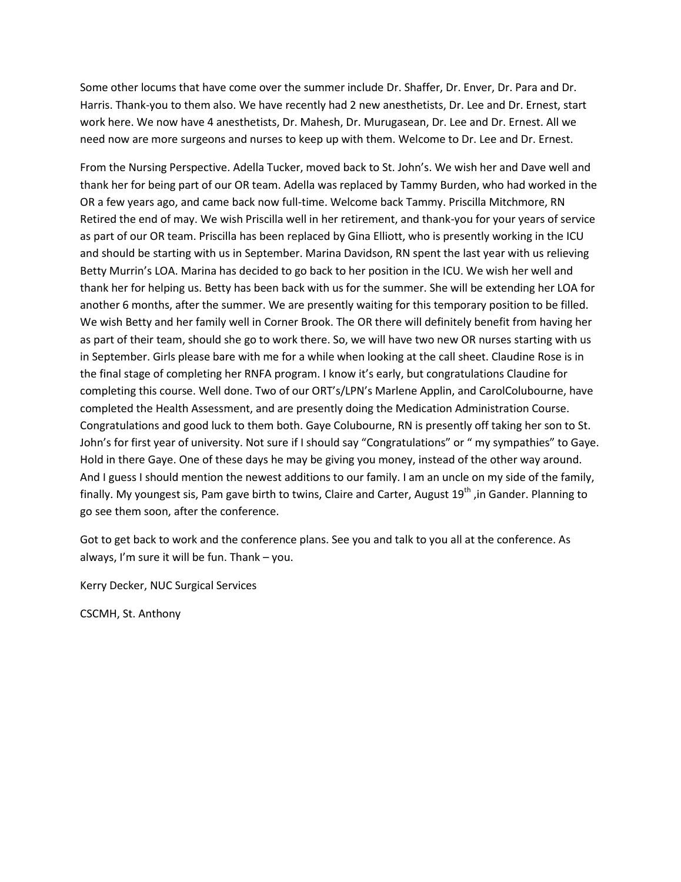Some other locums that have come over the summer include Dr. Shaffer, Dr. Enver, Dr. Para and Dr. Harris. Thank-you to them also. We have recently had 2 new anesthetists, Dr. Lee and Dr. Ernest, start work here. We now have 4 anesthetists, Dr. Mahesh, Dr. Murugasean, Dr. Lee and Dr. Ernest. All we need now are more surgeons and nurses to keep up with them. Welcome to Dr. Lee and Dr. Ernest.

From the Nursing Perspective. Adella Tucker, moved back to St. John's. We wish her and Dave well and thank her for being part of our OR team. Adella was replaced by Tammy Burden, who had worked in the OR a few years ago, and came back now full-time. Welcome back Tammy. Priscilla Mitchmore, RN Retired the end of may. We wish Priscilla well in her retirement, and thank-you for your years of service as part of our OR team. Priscilla has been replaced by Gina Elliott, who is presently working in the ICU and should be starting with us in September. Marina Davidson, RN spent the last year with us relieving Betty Murrin's LOA. Marina has decided to go back to her position in the ICU. We wish her well and thank her for helping us. Betty has been back with us for the summer. She will be extending her LOA for another 6 months, after the summer. We are presently waiting for this temporary position to be filled. We wish Betty and her family well in Corner Brook. The OR there will definitely benefit from having her as part of their team, should she go to work there. So, we will have two new OR nurses starting with us in September. Girls please bare with me for a while when looking at the call sheet. Claudine Rose is in the final stage of completing her RNFA program. I know it's early, but congratulations Claudine for completing this course. Well done. Two of our ORT's/LPN's Marlene Applin, and CarolColubourne, have completed the Health Assessment, and are presently doing the Medication Administration Course. Congratulations and good luck to them both. Gaye Colubourne, RN is presently off taking her son to St. John's for first year of university. Not sure if I should say "Congratulations" or " my sympathies" to Gaye. Hold in there Gaye. One of these days he may be giving you money, instead of the other way around. And I guess I should mention the newest additions to our family. I am an uncle on my side of the family, finally. My youngest sis, Pam gave birth to twins, Claire and Carter, August 19th ,in Gander. Planning to go see them soon, after the conference.

Got to get back to work and the conference plans. See you and talk to you all at the conference. As always, I'm sure it will be fun. Thank – you.

Kerry Decker, NUC Surgical Services

CSCMH, St. Anthony